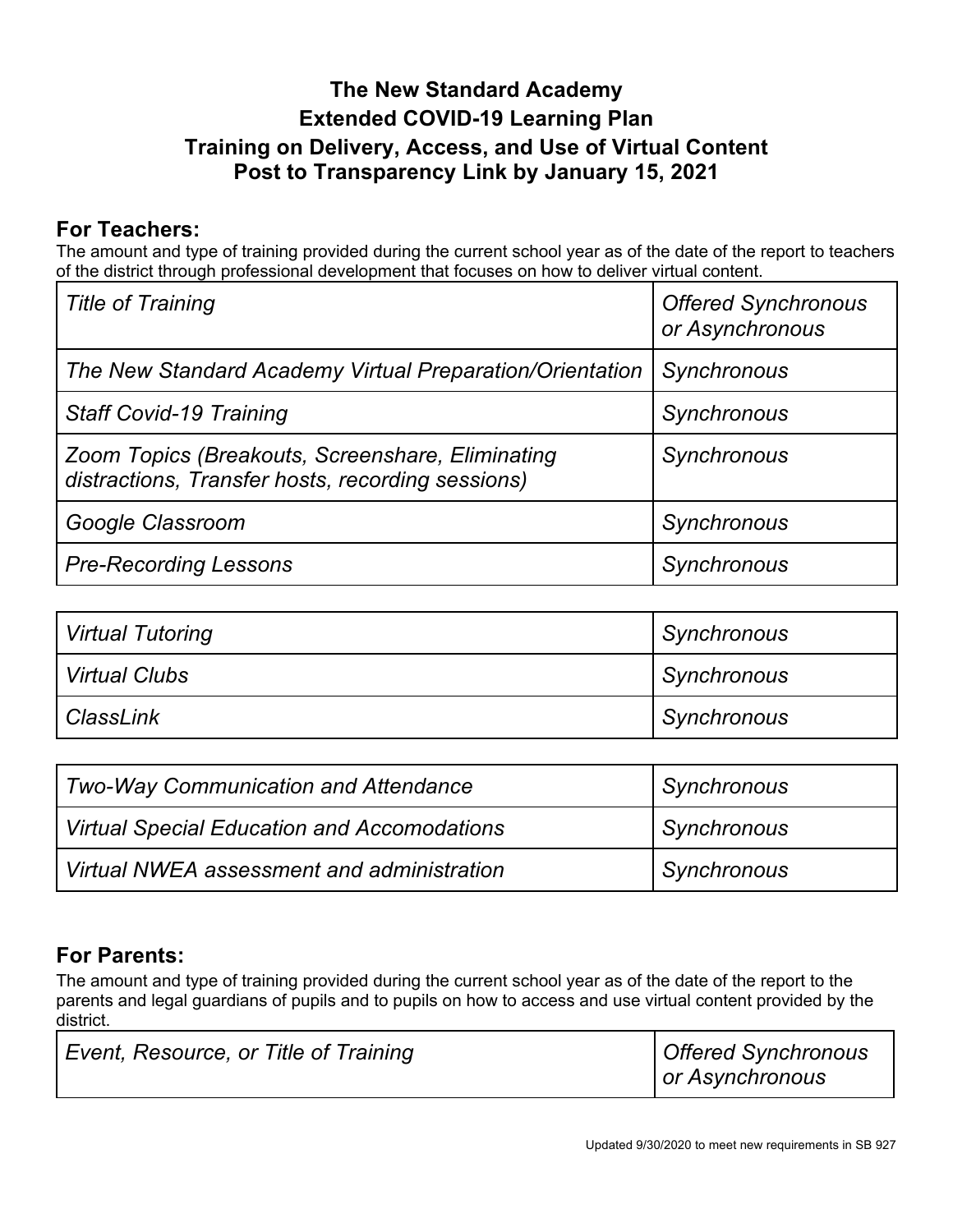# The New Standard Academy
# Extended COVID-19 Learning Plan
# Training on Delivery, Access, and Use of Virtual Content
# Post to Transparency Link by January 15, 2021

## For Teachers:

The amount and type of training provided during the current school year as of the date of the report to teachers of the district through professional development that focuses on how to deliver virtual content.

| *Title of Training* | *Offered Synchronous or Asynchronous* |
|---|---|
| *The New Standard Academy Virtual Preparation/Orientation* | *Synchronous* |
| *Staff Covid-19 Training* | *Synchronous* |
| *Zoom Topics (Breakouts, Screenshare, Eliminating distractions, Transfer hosts, recording sessions)* | *Synchronous* |
| *Google Classroom* | *Synchronous* |
| *Pre-Recording Lessons* | *Synchronous* |
| *Virtual Tutoring* | *Synchronous* |
| *Virtual Clubs* | *Synchronous* |
| *ClassLink* | *Synchronous* |
| *Two-Way Communication and Attendance* | *Synchronous* |
| *Virtual Special Education and Accomodations* | *Synchronous* |
| *Virtual NWEA assessment and administration* | *Synchronous* |

## For Parents:

The amount and type of training provided during the current school year as of the date of the report to the parents and legal guardians of pupils and to pupils on how to access and use virtual content provided by the district.

| *Event, Resource, or Title of Training* | *Offered Synchronous or Asynchronous* |
|---|---|

Updated 9/30/2020 to meet new requirements in SB 927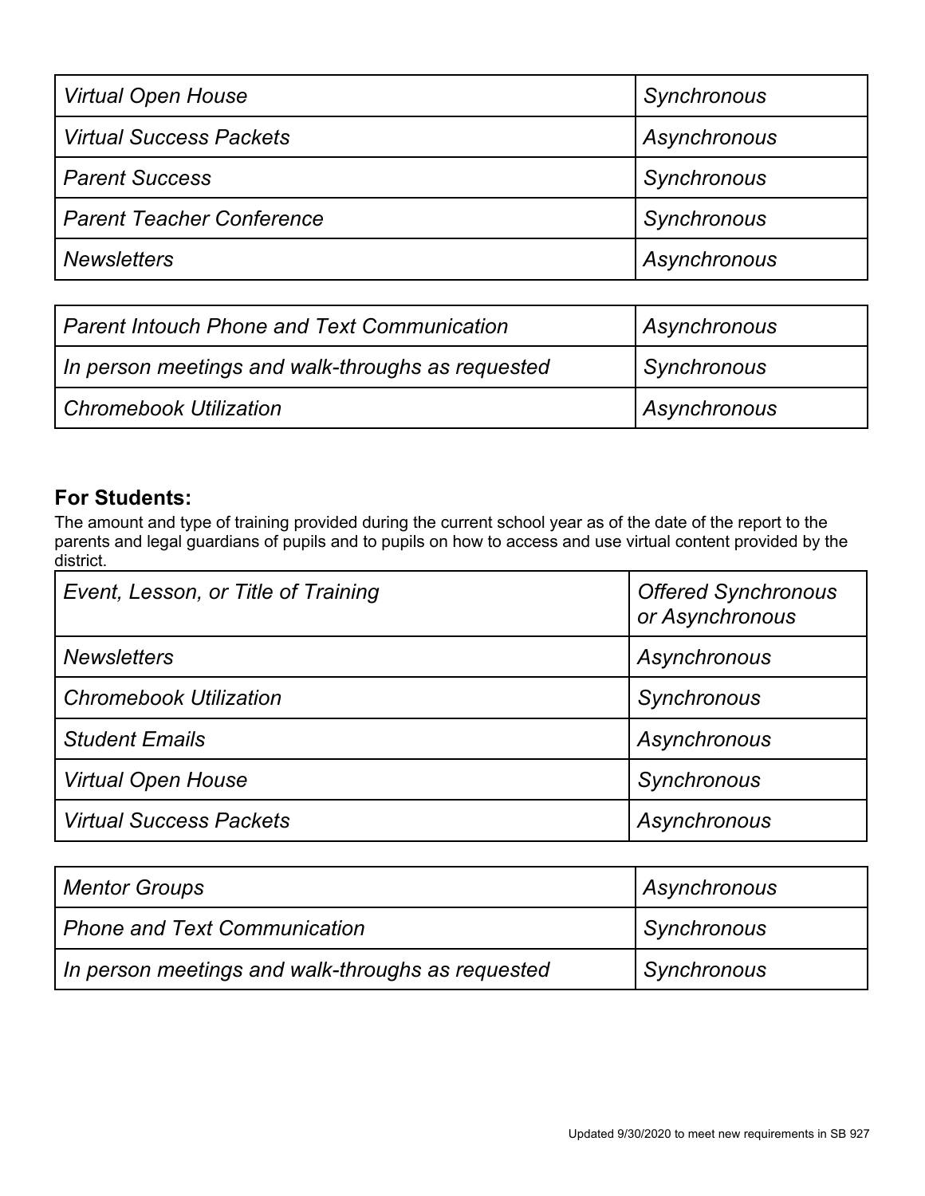| | |
|---|---|
| *Virtual Open House* | *Synchronous* |
| *Virtual Success Packets* | *Asynchronous* |
| *Parent Success* | *Synchronous* |
| *Parent Teacher Conference* | *Synchronous* |
| *Newsletters* | *Asynchronous* |
| *Parent Intouch Phone and Text Communication* | *Asynchronous* |
| *In person meetings and walk-throughs as requested* | *Synchronous* |
| *Chromebook Utilization* | *Asynchronous* |

### For Students:

The amount and type of training provided during the current school year as of the date of the report to the parents and legal guardians of pupils and to pupils on how to access and use virtual content provided by the district.

| *Event, Lesson, or Title of Training* | *Offered Synchronous or Asynchronous* |
|---|---|
| *Newsletters* | *Asynchronous* |
| *Chromebook Utilization* | *Synchronous* |
| *Student Emails* | *Asynchronous* |
| *Virtual Open House* | *Synchronous* |
| *Virtual Success Packets* | *Asynchronous* |
| *Mentor Groups* | *Asynchronous* |
| *Phone and Text Communication* | *Synchronous* |
| *In person meetings and walk-throughs as requested* | *Synchronous* |

Updated 9/30/2020 to meet new requirements in SB 927